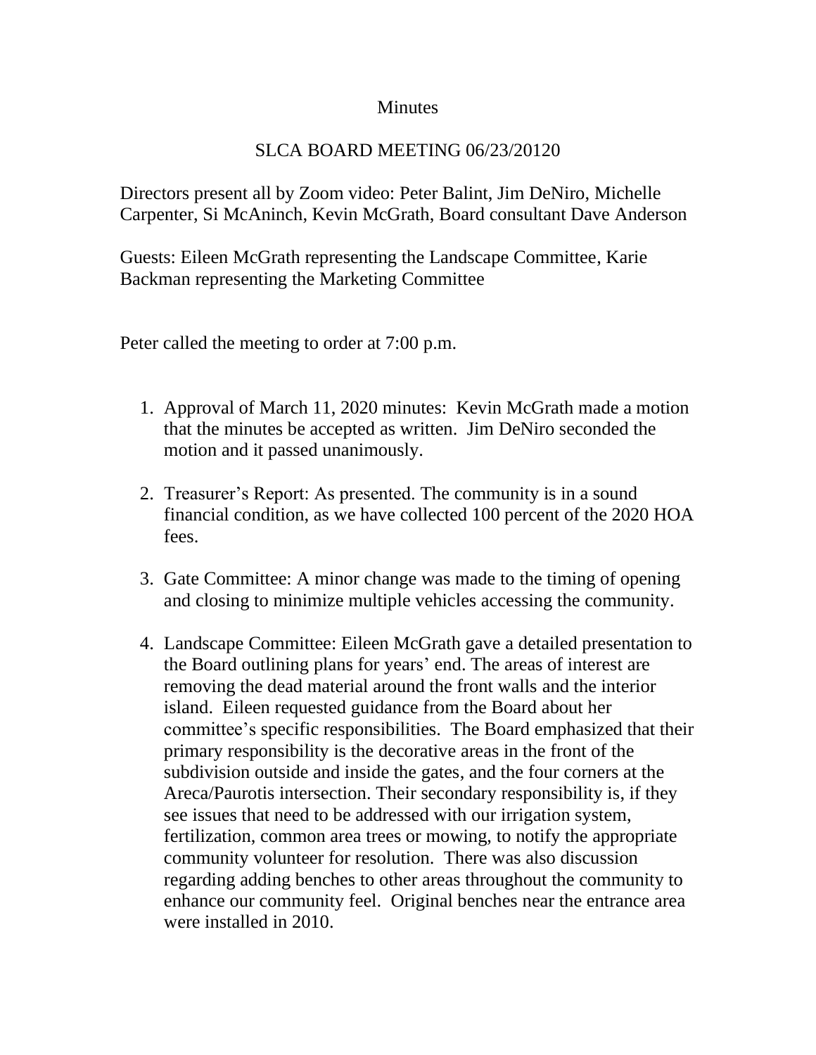Minutes

SLCA BOARD MEETING 06/23/20120

Directors present all by Zoom video: Peter Balint, Jim DeNiro, Michelle Carpenter, Si McAninch, Kevin McGrath, Board consultant Dave Anderson

Guests: Eileen McGrath representing the Landscape Committee, Karie Backman representing the Marketing Committee

Peter called the meeting to order at 7:00 p.m.

1. Approval of March 11, 2020 minutes: Kevin McGrath made a motion that the minutes be accepted as written. Jim DeNiro seconded the motion and it passed unanimously.

2. Treasurer's Report: As presented. The community is in a sound financial condition, as we have collected 100 percent of the 2020 HOA fees.

3. Gate Committee: A minor change was made to the timing of opening and closing to minimize multiple vehicles accessing the community.

4. Landscape Committee: Eileen McGrath gave a detailed presentation to the Board outlining plans for years' end. The areas of interest are removing the dead material around the front walls and the interior island. Eileen requested guidance from the Board about her committee's specific responsibilities. The Board emphasized that their primary responsibility is the decorative areas in the front of the subdivision outside and inside the gates, and the four corners at the Areca/Paurotis intersection. Their secondary responsibility is, if they see issues that need to be addressed with our irrigation system, fertilization, common area trees or mowing, to notify the appropriate community volunteer for resolution. There was also discussion regarding adding benches to other areas throughout the community to enhance our community feel. Original benches near the entrance area were installed in 2010.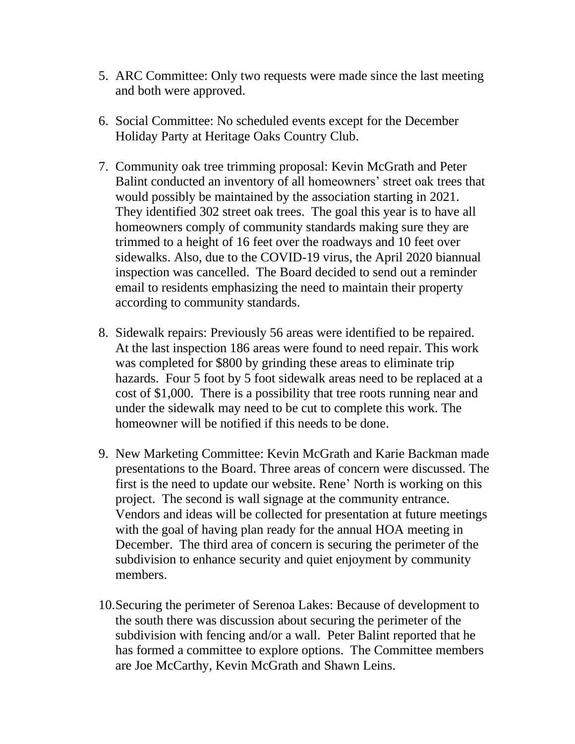5. ARC Committee: Only two requests were made since the last meeting and both were approved.

6. Social Committee: No scheduled events except for the December Holiday Party at Heritage Oaks Country Club.

7. Community oak tree trimming proposal: Kevin McGrath and Peter Balint conducted an inventory of all homeowners' street oak trees that would possibly be maintained by the association starting in 2021. They identified 302 street oak trees. The goal this year is to have all homeowners comply of community standards making sure they are trimmed to a height of 16 feet over the roadways and 10 feet over sidewalks. Also, due to the COVID-19 virus, the April 2020 biannual inspection was cancelled. The Board decided to send out a reminder email to residents emphasizing the need to maintain their property according to community standards.

8. Sidewalk repairs: Previously 56 areas were identified to be repaired. At the last inspection 186 areas were found to need repair. This work was completed for $800 by grinding these areas to eliminate trip hazards. Four 5 foot by 5 foot sidewalk areas need to be replaced at a cost of $1,000. There is a possibility that tree roots running near and under the sidewalk may need to be cut to complete this work. The homeowner will be notified if this needs to be done.

9. New Marketing Committee: Kevin McGrath and Karie Backman made presentations to the Board. Three areas of concern were discussed. The first is the need to update our website. Rene' North is working on this project. The second is wall signage at the community entrance. Vendors and ideas will be collected for presentation at future meetings with the goal of having plan ready for the annual HOA meeting in December. The third area of concern is securing the perimeter of the subdivision to enhance security and quiet enjoyment by community members.

10. Securing the perimeter of Serenoa Lakes: Because of development to the south there was discussion about securing the perimeter of the subdivision with fencing and/or a wall. Peter Balint reported that he has formed a committee to explore options. The Committee members are Joe McCarthy, Kevin McGrath and Shawn Leins.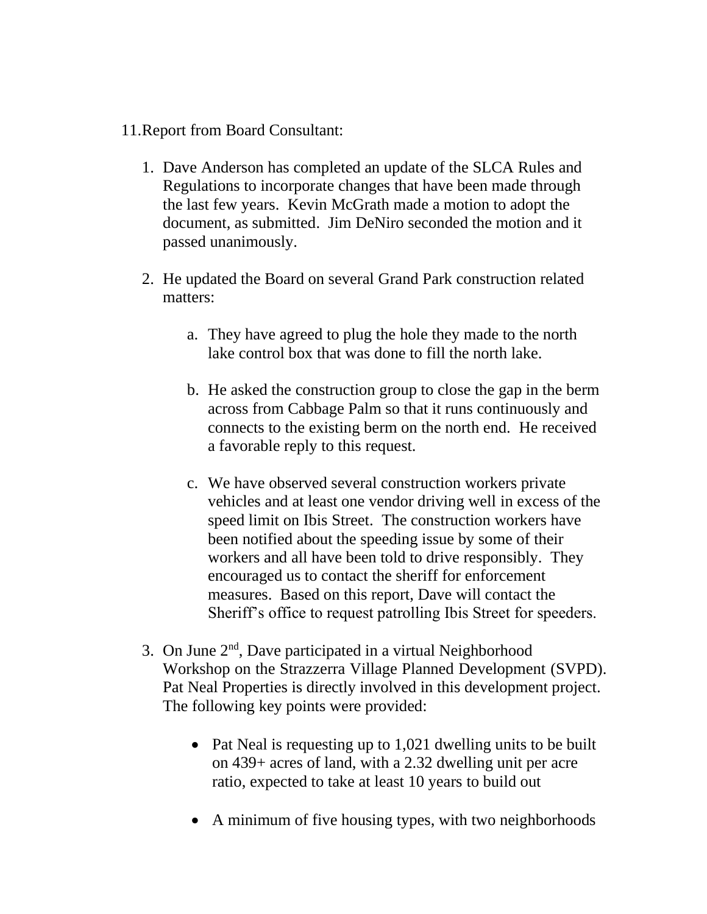11. Report from Board Consultant:

    1. Dave Anderson has completed an update of the SLCA Rules and Regulations to incorporate changes that have been made through the last few years. Kevin McGrath made a motion to adopt the document, as submitted. Jim DeNiro seconded the motion and it passed unanimously.

    2. He updated the Board on several Grand Park construction related matters:

        a. They have agreed to plug the hole they made to the north lake control box that was done to fill the north lake.

        b. He asked the construction group to close the gap in the berm across from Cabbage Palm so that it runs continuously and connects to the existing berm on the north end. He received a favorable reply to this request.

        c. We have observed several construction workers private vehicles and at least one vendor driving well in excess of the speed limit on Ibis Street. The construction workers have been notified about the speeding issue by some of their workers and all have been told to drive responsibly. They encouraged us to contact the sheriff for enforcement measures. Based on this report, Dave will contact the Sheriff's office to request patrolling Ibis Street for speeders.

    3. On June 2nd, Dave participated in a virtual Neighborhood Workshop on the Strazzerra Village Planned Development (SVPD). Pat Neal Properties is directly involved in this development project. The following key points were provided:

        - Pat Neal is requesting up to 1,021 dwelling units to be built on 439+ acres of land, with a 2.32 dwelling unit per acre ratio, expected to take at least 10 years to build out

        - A minimum of five housing types, with two neighborhoods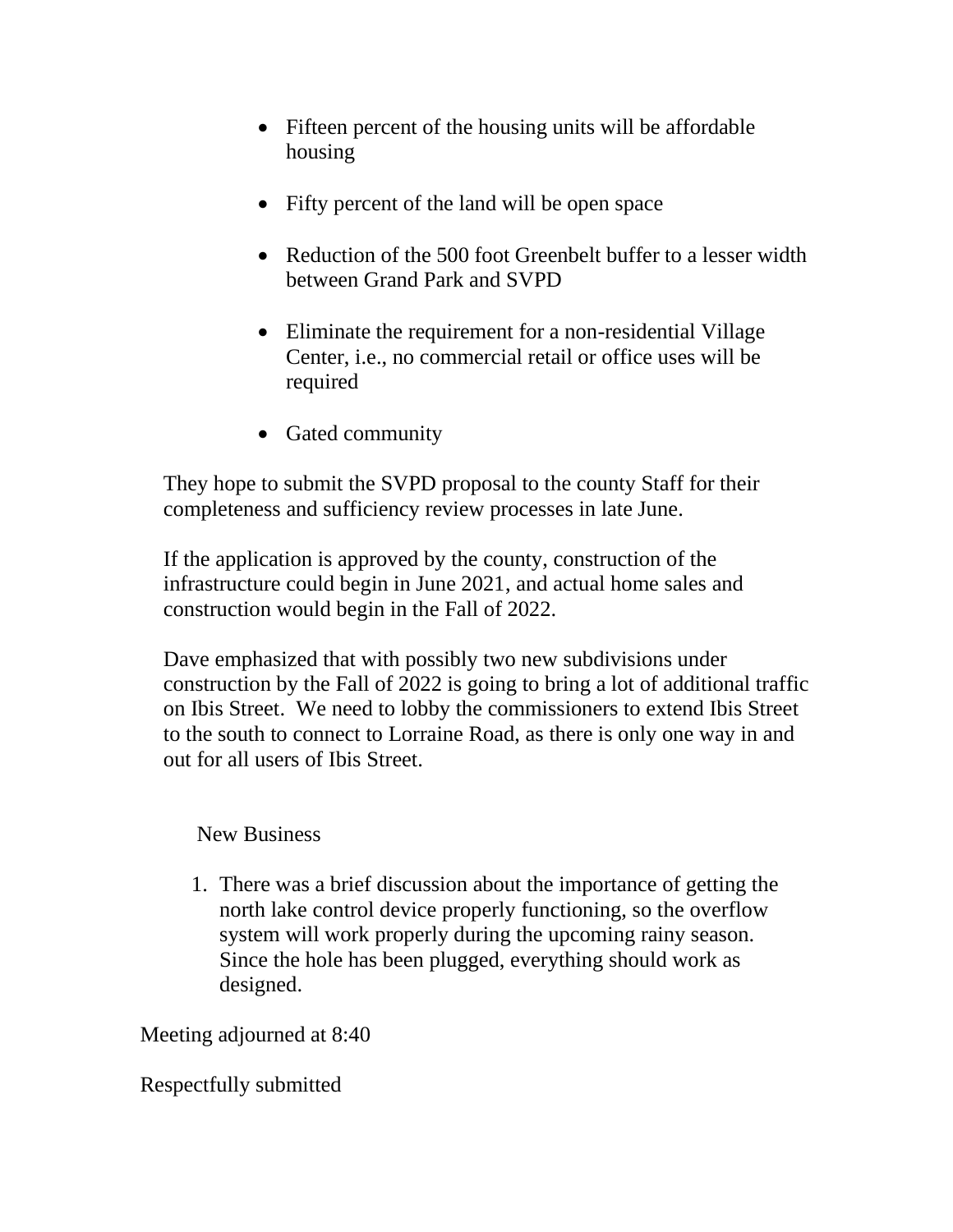- Fifteen percent of the housing units will be affordable housing
- Fifty percent of the land will be open space
- Reduction of the 500 foot Greenbelt buffer to a lesser width between Grand Park and SVPD
- Eliminate the requirement for a non-residential Village Center, i.e., no commercial retail or office uses will be required
- Gated community

They hope to submit the SVPD proposal to the county Staff for their completeness and sufficiency review processes in late June.

If the application is approved by the county, construction of the infrastructure could begin in June 2021, and actual home sales and construction would begin in the Fall of 2022.

Dave emphasized that with possibly two new subdivisions under construction by the Fall of 2022 is going to bring a lot of additional traffic on Ibis Street. We need to lobby the commissioners to extend Ibis Street to the south to connect to Lorraine Road, as there is only one way in and out for all users of Ibis Street.

New Business

1. There was a brief discussion about the importance of getting the north lake control device properly functioning, so the overflow system will work properly during the upcoming rainy season. Since the hole has been plugged, everything should work as designed.

Meeting adjourned at 8:40

Respectfully submitted